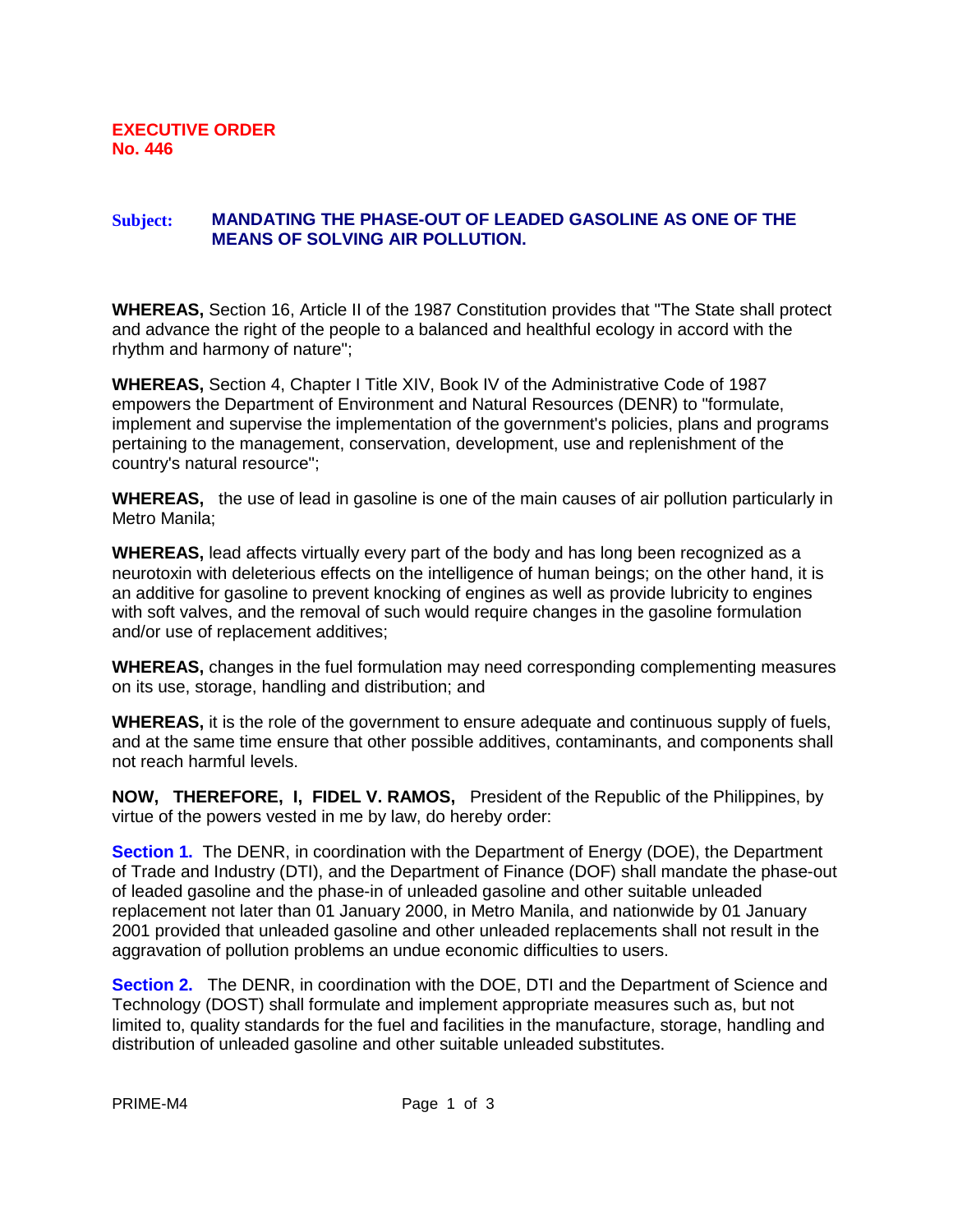**EXECUTIVE ORDER**
**No. 446**

**Subject:** **MANDATING THE PHASE-OUT OF LEADED GASOLINE AS ONE OF THE MEANS OF SOLVING AIR POLLUTION.**

**WHEREAS,** Section 16, Article II of the 1987 Constitution provides that "The State shall protect and advance the right of the people to a balanced and healthful ecology in accord with the rhythm and harmony of nature";

**WHEREAS,** Section 4, Chapter I Title XIV, Book IV of the Administrative Code of 1987 empowers the Department of Environment and Natural Resources (DENR) to "formulate, implement and supervise the implementation of the government's policies, plans and programs pertaining to the management, conservation, development, use and replenishment of the country's natural resource";

**WHEREAS,** the use of lead in gasoline is one of the main causes of air pollution particularly in Metro Manila;

**WHEREAS,** lead affects virtually every part of the body and has long been recognized as a neurotoxin with deleterious effects on the intelligence of human beings; on the other hand, it is an additive for gasoline to prevent knocking of engines as well as provide lubricity to engines with soft valves, and the removal of such would require changes in the gasoline formulation and/or use of replacement additives;

**WHEREAS,** changes in the fuel formulation may need corresponding complementing measures on its use, storage, handling and distribution; and

**WHEREAS,** it is the role of the government to ensure adequate and continuous supply of fuels, and at the same time ensure that other possible additives, contaminants, and components shall not reach harmful levels.

**NOW, THEREFORE, I, FIDEL V. RAMOS,** President of the Republic of the Philippines, by virtue of the powers vested in me by law, do hereby order:

**Section 1.** The DENR, in coordination with the Department of Energy (DOE), the Department of Trade and Industry (DTI), and the Department of Finance (DOF) shall mandate the phase-out of leaded gasoline and the phase-in of unleaded gasoline and other suitable unleaded replacement not later than 01 January 2000, in Metro Manila, and nationwide by 01 January 2001 provided that unleaded gasoline and other unleaded replacements shall not result in the aggravation of pollution problems an undue economic difficulties to users.

**Section 2.** The DENR, in coordination with the DOE, DTI and the Department of Science and Technology (DOST) shall formulate and implement appropriate measures such as, but not limited to, quality standards for the fuel and facilities in the manufacture, storage, handling and distribution of unleaded gasoline and other suitable unleaded substitutes.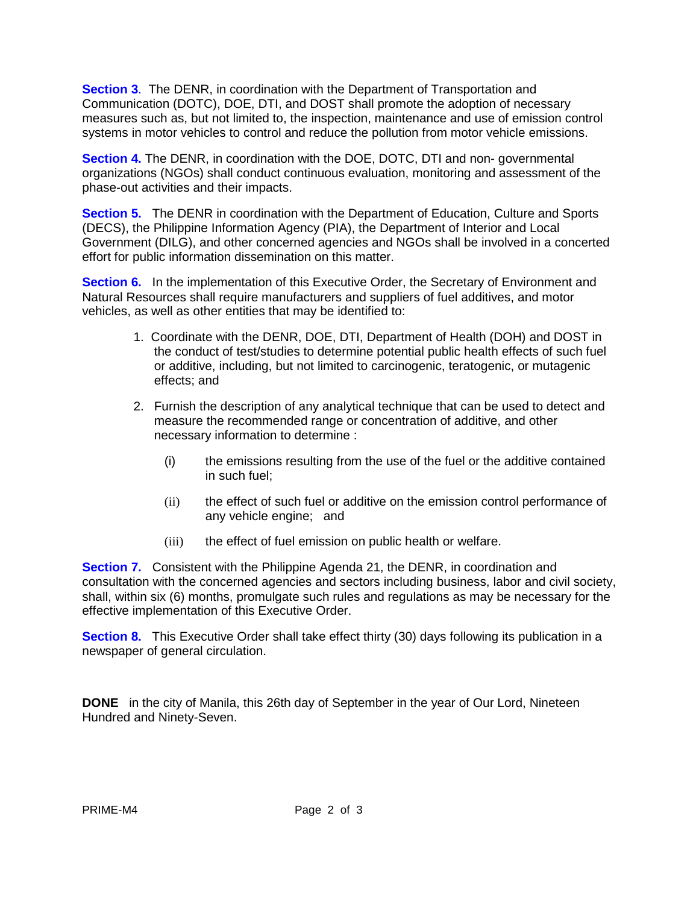**Section 3**. The DENR, in coordination with the Department of Transportation and Communication (DOTC), DOE, DTI, and DOST shall promote the adoption of necessary measures such as, but not limited to, the inspection, maintenance and use of emission control systems in motor vehicles to control and reduce the pollution from motor vehicle emissions.

**Section 4.** The DENR, in coordination with the DOE, DOTC, DTI and non- governmental organizations (NGOs) shall conduct continuous evaluation, monitoring and assessment of the phase-out activities and their impacts.

**Section 5.** The DENR in coordination with the Department of Education, Culture and Sports (DECS), the Philippine Information Agency (PIA), the Department of Interior and Local Government (DILG), and other concerned agencies and NGOs shall be involved in a concerted effort for public information dissemination on this matter.

**Section 6.** In the implementation of this Executive Order, the Secretary of Environment and Natural Resources shall require manufacturers and suppliers of fuel additives, and motor vehicles, as well as other entities that may be identified to:

1. Coordinate with the DENR, DOE, DTI, Department of Health (DOH) and DOST in the conduct of test/studies to determine potential public health effects of such fuel or additive, including, but not limited to carcinogenic, teratogenic, or mutagenic effects; and

2. Furnish the description of any analytical technique that can be used to detect and measure the recommended range or concentration of additive, and other necessary information to determine :

   (i) the emissions resulting from the use of the fuel or the additive contained in such fuel;

   (ii) the effect of such fuel or additive on the emission control performance of any vehicle engine; and

   (iii) the effect of fuel emission on public health or welfare.

**Section 7.** Consistent with the Philippine Agenda 21, the DENR, in coordination and consultation with the concerned agencies and sectors including business, labor and civil society, shall, within six (6) months, promulgate such rules and regulations as may be necessary for the effective implementation of this Executive Order.

**Section 8.** This Executive Order shall take effect thirty (30) days following its publication in a newspaper of general circulation.

**DONE** in the city of Manila, this 26th day of September in the year of Our Lord, Nineteen Hundred and Ninety-Seven.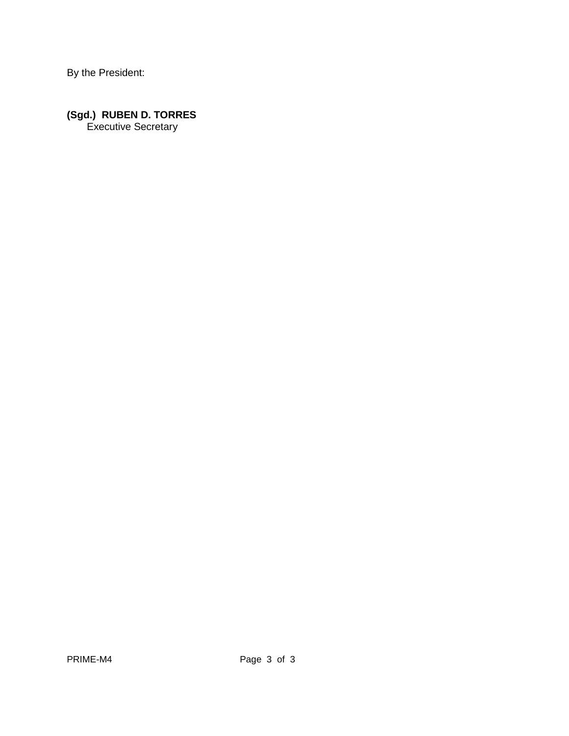By the President:

**(Sgd.) RUBEN D. TORRES**
Executive Secretary